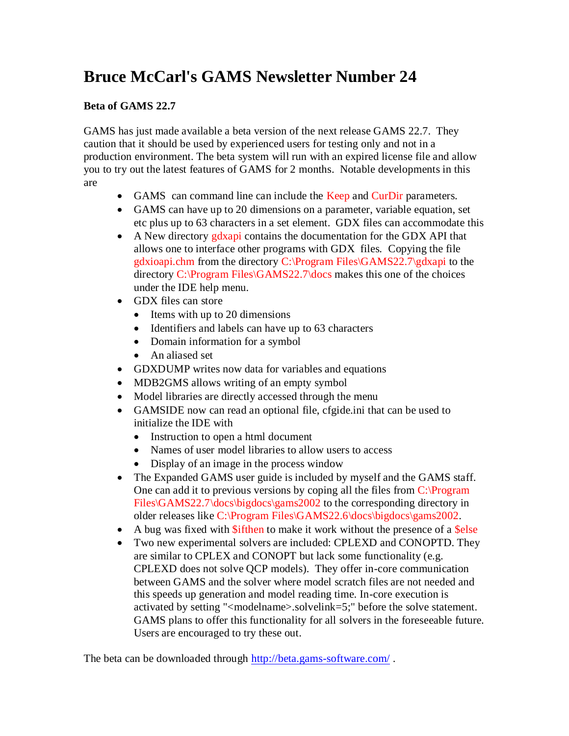# Bruce McCarl's GAMS Newsletter Number 24

**Beta of GAMS 22.7**

GAMS has just made available a beta version of the next release GAMS 22.7. They caution that it should be used by experienced users for testing only and not in a production environment. The beta system will run with an expired license file and allow you to try out the latest features of GAMS for 2 months. Notable developments in this are

- GAMS can command line can include the Keep and CurDir parameters.
- GAMS can have up to 20 dimensions on a parameter, variable equation, set etc plus up to 63 characters in a set element. GDX files can accommodate this
- A New directory gdxapi contains the documentation for the GDX API that allows one to interface other programs with GDX files. Copying the file gdxioapi.chm from the directory C:\Program Files\GAMS22.7\gdxapi to the directory C:\Program Files\GAMS22.7\docs makes this one of the choices under the IDE help menu.
- GDX files can store
  - Items with up to 20 dimensions
  - Identifiers and labels can have up to 63 characters
  - Domain information for a symbol
  - An aliased set
- GDXDUMP writes now data for variables and equations
- MDB2GMS allows writing of an empty symbol
- Model libraries are directly accessed through the menu
- GAMSIDE now can read an optional file, cfgide.ini that can be used to initialize the IDE with
  - Instruction to open a html document
  - Names of user model libraries to allow users to access
  - Display of an image in the process window
- The Expanded GAMS user guide is included by myself and the GAMS staff. One can add it to previous versions by coping all the files from C:\Program Files\GAMS22.7\docs\bigdocs\gams2002 to the corresponding directory in older releases like C:\Program Files\GAMS22.6\docs\bigdocs\gams2002.
- A bug was fixed with $ifthen to make it work without the presence of a $else
- Two new experimental solvers are included: CPLEXD and CONOPTD. They are similar to CPLEX and CONOPT but lack some functionality (e.g. CPLEXD does not solve QCP models). They offer in-core communication between GAMS and the solver where model scratch files are not needed and this speeds up generation and model reading time. In-core execution is activated by setting "<modelname>.solvelink=5;" before the solve statement. GAMS plans to offer this functionality for all solvers in the foreseeable future. Users are encouraged to try these out.

The beta can be downloaded through http://beta.gams-software.com/ .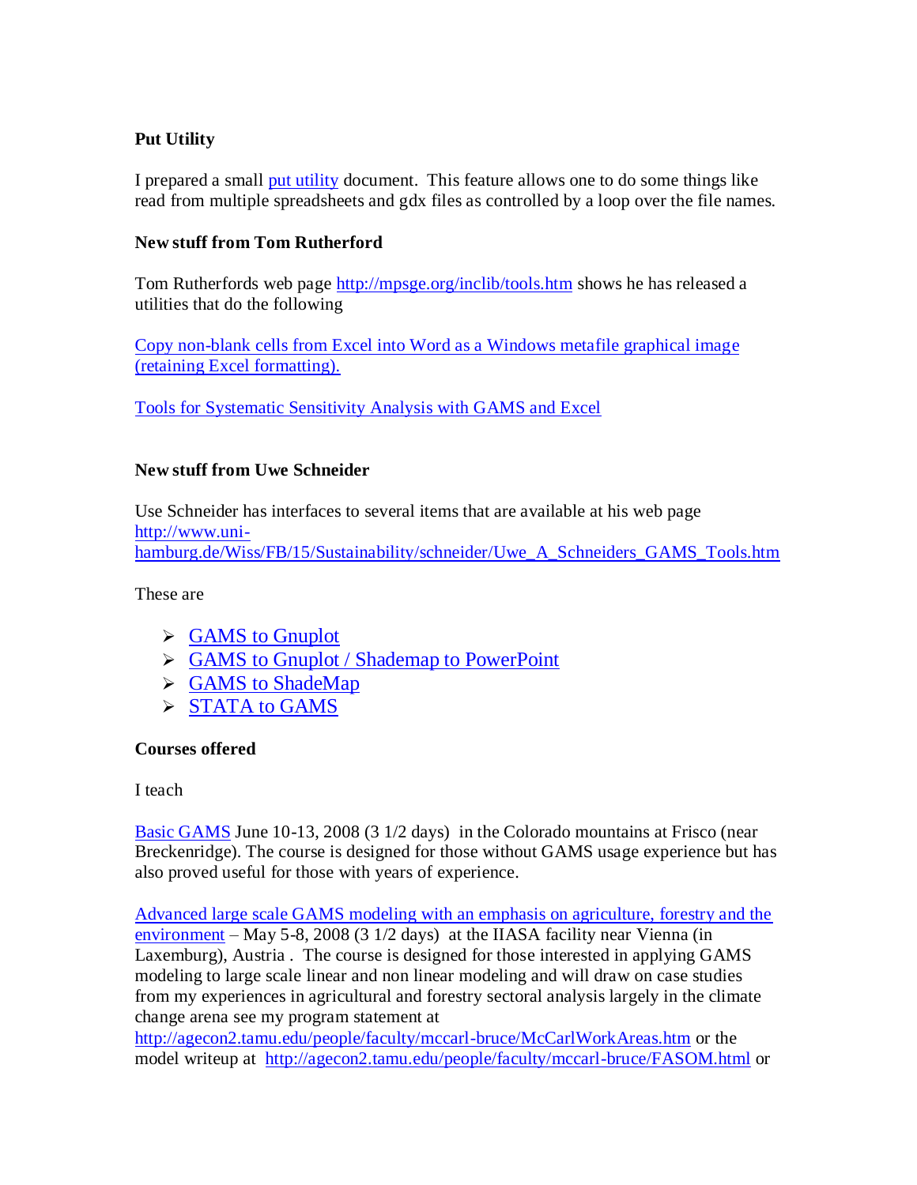**Put Utility**

I prepared a small put utility document. This feature allows one to do some things like read from multiple spreadsheets and gdx files as controlled by a loop over the file names.

**New stuff from Tom Rutherford**

Tom Rutherfords web page http://mpsge.org/inclib/tools.htm shows he has released a utilities that do the following

Copy non-blank cells from Excel into Word as a Windows metafile graphical image (retaining Excel formatting).

Tools for Systematic Sensitivity Analysis with GAMS and Excel

**New stuff from Uwe Schneider**

Use Schneider has interfaces to several items that are available at his web page http://www.uni-hamburg.de/Wiss/FB/15/Sustainability/schneider/Uwe_A_Schneiders_GAMS_Tools.htm

These are

- GAMS to Gnuplot
- GAMS to Gnuplot / Shademap to PowerPoint
- GAMS to ShadeMap
- STATA to GAMS

**Courses offered**

I teach

Basic GAMS June 10-13, 2008 (3 1/2 days) in the Colorado mountains at Frisco (near Breckenridge). The course is designed for those without GAMS usage experience but has also proved useful for those with years of experience.

Advanced large scale GAMS modeling with an emphasis on agriculture, forestry and the environment – May 5-8, 2008 (3 1/2 days) at the IIASA facility near Vienna (in Laxemburg), Austria . The course is designed for those interested in applying GAMS modeling to large scale linear and non linear modeling and will draw on case studies from my experiences in agricultural and forestry sectoral analysis largely in the climate change arena see my program statement at http://agecon2.tamu.edu/people/faculty/mccarl-bruce/McCarlWorkAreas.htm or the model writeup at http://agecon2.tamu.edu/people/faculty/mccarl-bruce/FASOM.html or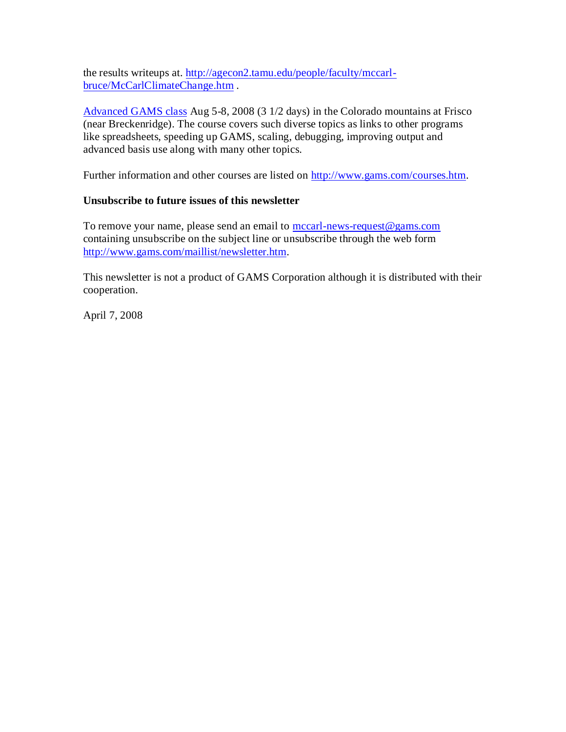the results writeups at. [http://agecon2.tamu.edu/people/faculty/mccarl-bruce/McCarlClimateChange.htm](http://agecon2.tamu.edu/people/faculty/mccarl-bruce/McCarlClimateChange.htm) .

[Advanced GAMS class](http://www.gams.com/courses.htm) Aug 5-8, 2008 (3 1/2 days) in the Colorado mountains at Frisco (near Breckenridge). The course covers such diverse topics as links to other programs like spreadsheets, speeding up GAMS, scaling, debugging, improving output and advanced basis use along with many other topics.

Further information and other courses are listed on [http://www.gams.com/courses.htm](http://www.gams.com/courses.htm).

**Unsubscribe to future issues of this newsletter**

To remove your name, please send an email to [mccarl-news-request@gams.com](mailto:mccarl-news-request@gams.com) containing unsubscribe on the subject line or unsubscribe through the web form [http://www.gams.com/maillist/newsletter.htm](http://www.gams.com/maillist/newsletter.htm).

This newsletter is not a product of GAMS Corporation although it is distributed with their cooperation.

April 7, 2008